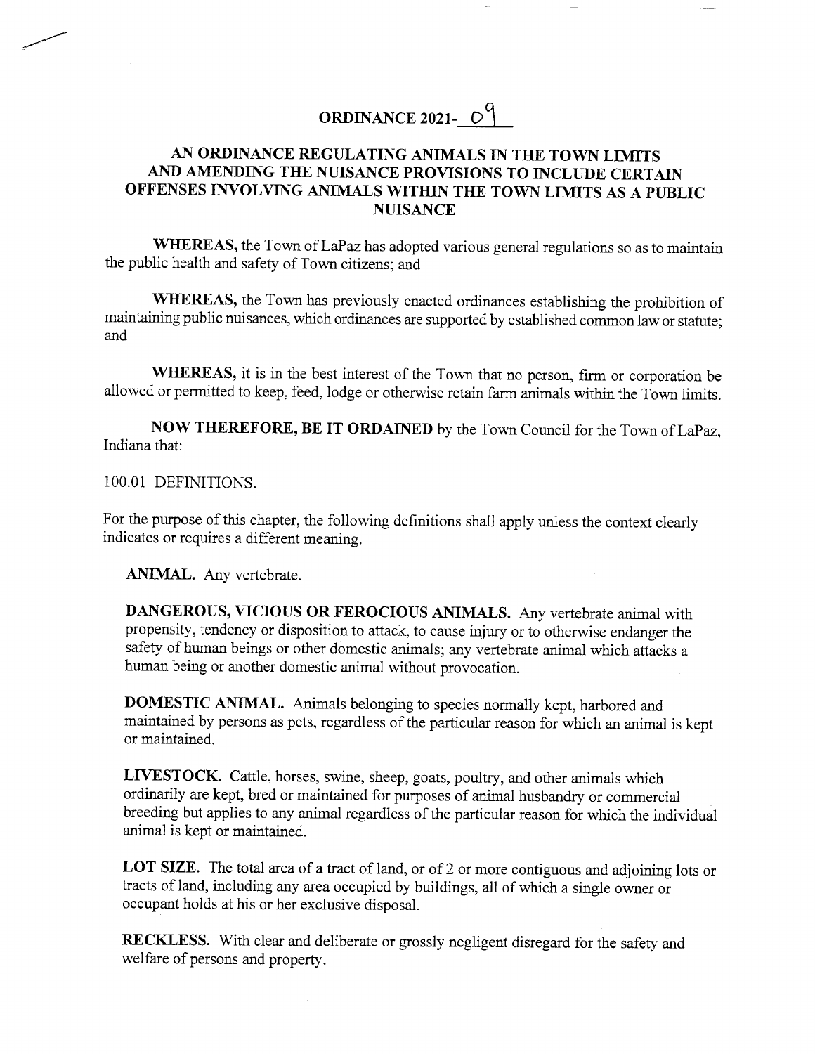# ORDINANCE 2021-09

## AN ORDINANCE REGULATING ANIMALS IN THE TOWN LIMITS AND AMENDING THE NUISANCE PROVISIONS TO INCLUDE CERTAIN OFFENSES INVOLVING ANIMALS WITHIN THE TOWN LIMITS AS A PUBLIC NUISANCE

**WHEREAS,** the Town of LaPaz has adopted various general regulations so as to maintain the public health and safety of Town citizens; and

**WHEREAS,** the Town has previously enacted ordinances establishing the prohibition of maintaining public nuisances, which ordinances are supported by established common law or statute; and

**WHEREAS,** it is in the best interest of the Town that no person, firm or corporation be allowed or permitted to keep, feed, lodge or otherwise retain farm animals within the Town limits.

**NOW THEREFORE, BE IT ORDAINED** by the Town Council for the Town of LaPaz, Indiana that:

100.01 DEFINITIONS.

For the purpose of this chapter, the following definitions shall apply unless the context clearly indicates or requires a different meaning.

**ANIMAL.** Any vertebrate.

**DANGEROUS, VICIOUS OR FEROCIOUS ANIMALS.** Any vertebrate animal with propensity, tendency or disposition to attack, to cause injury or to otherwise endanger the safety of human beings or other domestic animals; any vertebrate animal which attacks a human being or another domestic animal without provocation.

**DOMESTIC ANIMAL.** Animals belonging to species normally kept, harbored and maintained by persons as pets, regardless of the particular reason for which an animal is kept or maintained.

**LIVESTOCK.** Cattle, horses, swine, sheep, goats, poultry, and other animals which ordinarily are kept, bred or maintained for purposes of animal husbandry or commercial breeding but applies to any animal regardless of the particular reason for which the individual animal is kept or maintained.

**LOT SIZE.** The total area of a tract of land, or of 2 or more contiguous and adjoining lots or tracts of land, including any area occupied by buildings, all of which a single owner or occupant holds at his or her exclusive disposal.

**RECKLESS.** With clear and deliberate or grossly negligent disregard for the safety and welfare of persons and property.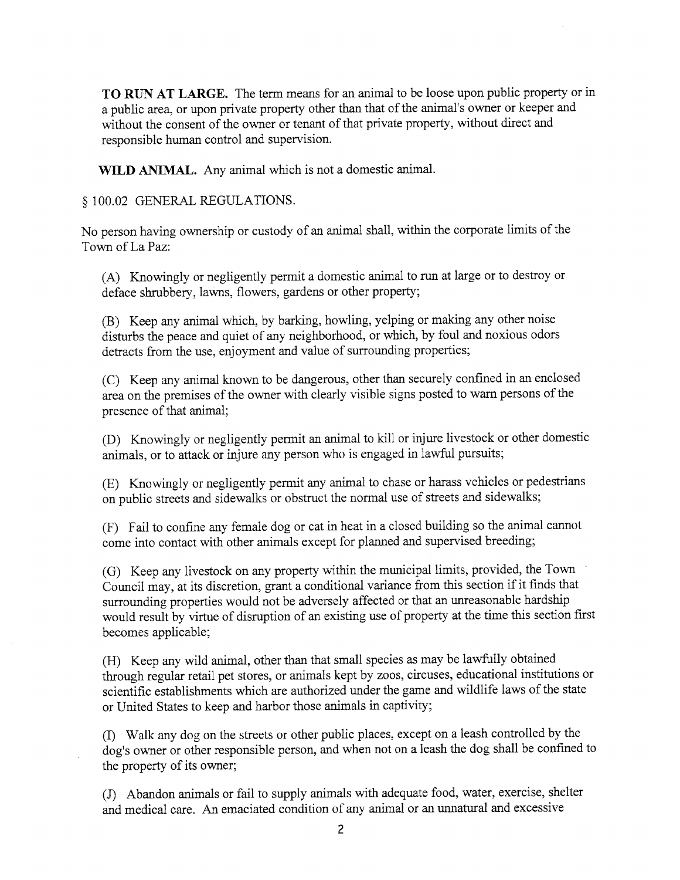**TO RUN AT LARGE.** The term means for an animal to be loose upon public property or in a public area, or upon private property other than that of the animal's owner or keeper and without the consent of the owner or tenant of that private property, without direct and responsible human control and supervision.

**WILD ANIMAL.** Any animal which is not a domestic animal.

§ 100.02 GENERAL REGULATIONS.

No person having ownership or custody of an animal shall, within the corporate limits of the Town of La Paz:

(A) Knowingly or negligently permit a domestic animal to run at large or to destroy or deface shrubbery, lawns, flowers, gardens or other property;

(B) Keep any animal which, by barking, howling, yelping or making any other noise disturbs the peace and quiet of any neighborhood, or which, by foul and noxious odors detracts from the use, enjoyment and value of surrounding properties;

(C) Keep any animal known to be dangerous, other than securely confined in an enclosed area on the premises of the owner with clearly visible signs posted to warn persons of the presence of that animal;

(D) Knowingly or negligently permit an animal to kill or injure livestock or other domestic animals, or to attack or injure any person who is engaged in lawful pursuits;

(E) Knowingly or negligently permit any animal to chase or harass vehicles or pedestrians on public streets and sidewalks or obstruct the normal use of streets and sidewalks;

(F) Fail to confine any female dog or cat in heat in a closed building so the animal cannot come into contact with other animals except for planned and supervised breeding;

(G) Keep any livestock on any property within the municipal limits, provided, the Town Council may, at its discretion, grant a conditional variance from this section if it finds that surrounding properties would not be adversely affected or that an unreasonable hardship would result by virtue of disruption of an existing use of property at the time this section first becomes applicable;

(H) Keep any wild animal, other than that small species as may be lawfully obtained through regular retail pet stores, or animals kept by zoos, circuses, educational institutions or scientific establishments which are authorized under the game and wildlife laws of the state or United States to keep and harbor those animals in captivity;

(I) Walk any dog on the streets or other public places, except on a leash controlled by the dog's owner or other responsible person, and when not on a leash the dog shall be confined to the property of its owner;

(J) Abandon animals or fail to supply animals with adequate food, water, exercise, shelter and medical care. An emaciated condition of any animal or an unnatural and excessive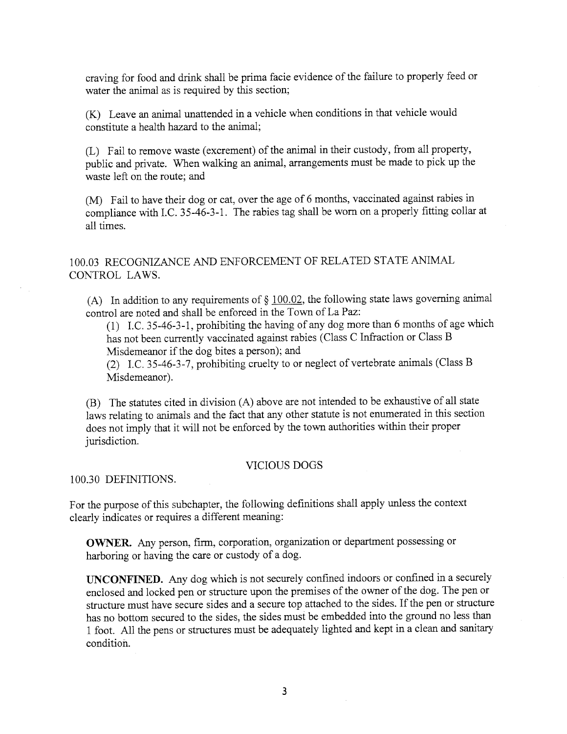craving for food and drink shall be prima facie evidence of the failure to properly feed or water the animal as is required by this section;

(K) Leave an animal unattended in a vehicle when conditions in that vehicle would constitute a health hazard to the animal;

(L) Fail to remove waste (excrement) of the animal in their custody, from all property, public and private. When walking an animal, arrangements must be made to pick up the waste left on the route; and

(M) Fail to have their dog or cat, over the age of 6 months, vaccinated against rabies in compliance with I.C. 35-46-3-1. The rabies tag shall be worn on a properly fitting collar at all times.

100.03 RECOGNIZANCE AND ENFORCEMENT OF RELATED STATE ANIMAL CONTROL LAWS.

(A) In addition to any requirements of § 100.02, the following state laws governing animal control are noted and shall be enforced in the Town of La Paz:

(1) I.C. 35-46-3-1, prohibiting the having of any dog more than 6 months of age which has not been currently vaccinated against rabies (Class C Infraction or Class B Misdemeanor if the dog bites a person); and

(2) I.C. 35-46-3-7, prohibiting cruelty to or neglect of vertebrate animals (Class B Misdemeanor).

(B) The statutes cited in division (A) above are not intended to be exhaustive of all state laws relating to animals and the fact that any other statute is not enumerated in this section does not imply that it will not be enforced by the town authorities within their proper jurisdiction.

VICIOUS DOGS

100.30 DEFINITIONS.

For the purpose of this subchapter, the following definitions shall apply unless the context clearly indicates or requires a different meaning:

**OWNER.** Any person, firm, corporation, organization or department possessing or harboring or having the care or custody of a dog.

**UNCONFINED.** Any dog which is not securely confined indoors or confined in a securely enclosed and locked pen or structure upon the premises of the owner of the dog. The pen or structure must have secure sides and a secure top attached to the sides. If the pen or structure has no bottom secured to the sides, the sides must be embedded into the ground no less than 1 foot. All the pens or structures must be adequately lighted and kept in a clean and sanitary condition.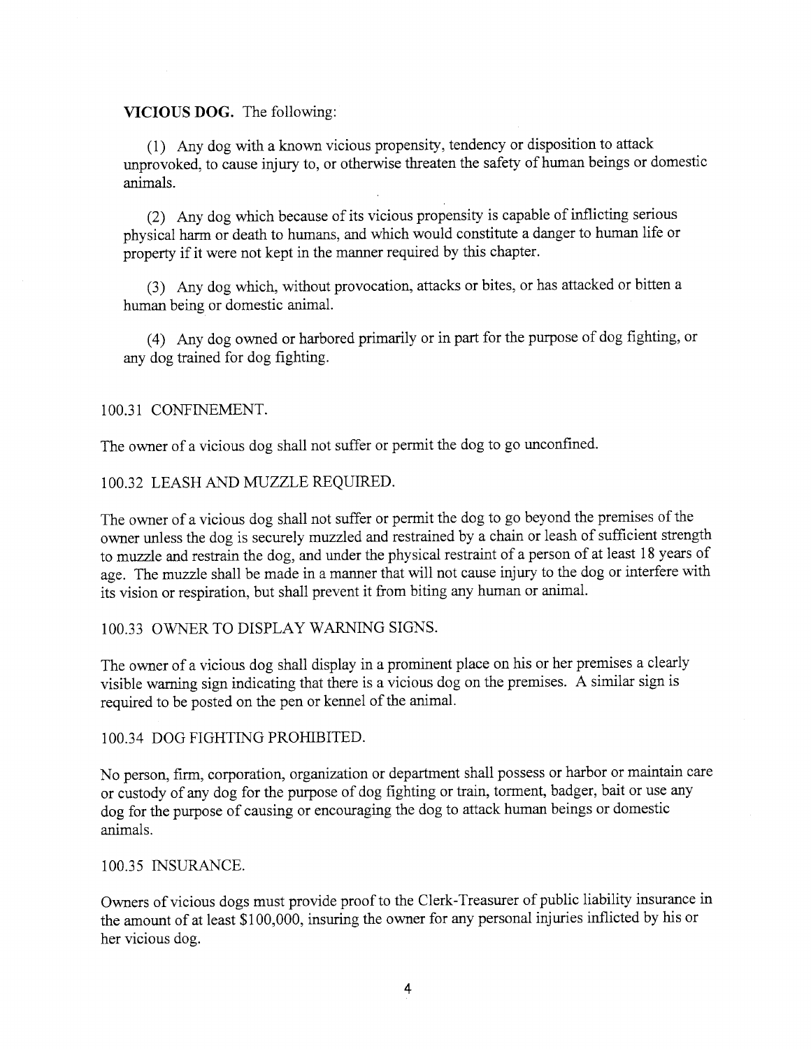**VICIOUS DOG.** The following:

(1) Any dog with a known vicious propensity, tendency or disposition to attack unprovoked, to cause injury to, or otherwise threaten the safety of human beings or domestic animals.

(2) Any dog which because of its vicious propensity is capable of inflicting serious physical harm or death to humans, and which would constitute a danger to human life or property if it were not kept in the manner required by this chapter.

(3) Any dog which, without provocation, attacks or bites, or has attacked or bitten a human being or domestic animal.

(4) Any dog owned or harbored primarily or in part for the purpose of dog fighting, or any dog trained for dog fighting.

100.31 CONFINEMENT.

The owner of a vicious dog shall not suffer or permit the dog to go unconfined.

100.32 LEASH AND MUZZLE REQUIRED.

The owner of a vicious dog shall not suffer or permit the dog to go beyond the premises of the owner unless the dog is securely muzzled and restrained by a chain or leash of sufficient strength to muzzle and restrain the dog, and under the physical restraint of a person of at least 18 years of age. The muzzle shall be made in a manner that will not cause injury to the dog or interfere with its vision or respiration, but shall prevent it from biting any human or animal.

100.33 OWNER TO DISPLAY WARNING SIGNS.

The owner of a vicious dog shall display in a prominent place on his or her premises a clearly visible warning sign indicating that there is a vicious dog on the premises. A similar sign is required to be posted on the pen or kennel of the animal.

100.34 DOG FIGHTING PROHIBITED.

No person, firm, corporation, organization or department shall possess or harbor or maintain care or custody of any dog for the purpose of dog fighting or train, torment, badger, bait or use any dog for the purpose of causing or encouraging the dog to attack human beings or domestic animals.

100.35 INSURANCE.

Owners of vicious dogs must provide proof to the Clerk-Treasurer of public liability insurance in the amount of at least $100,000, insuring the owner for any personal injuries inflicted by his or her vicious dog.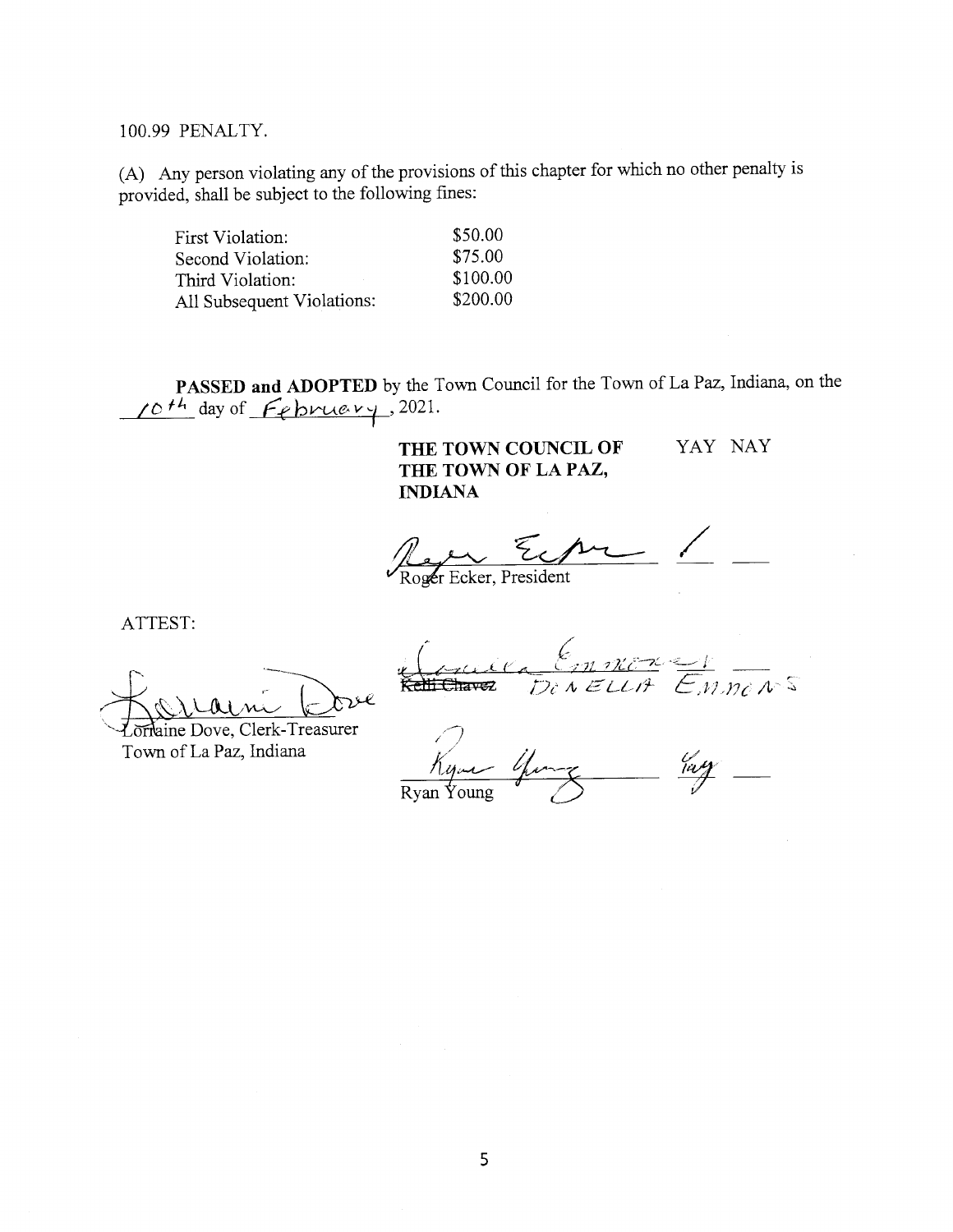100.99 PENALTY.

(A) Any person violating any of the provisions of this chapter for which no other penalty is provided, shall be subject to the following fines:

| | |
|---|---|
| First Violation: | \$50.00 |
| Second Violation: | \$75.00 |
| Third Violation: | \$100.00 |
| All Subsequent Violations: | \$200.00 |

**PASSED and ADOPTED** by the Town Council for the Town of La Paz, Indiana, on the 10th day of February, 2021.

| THE TOWN COUNCIL OF THE TOWN OF LA PAZ, INDIANA | YAY | NAY |
|---|---|---|
| Roger Ecker, President | / | |
| ~~Kelli Chavez~~ DENELLA EMMONS | | |
| Ryan Young | Yay | |

ATTEST:

Lorraine Dove, Clerk-Treasurer
Town of La Paz, Indiana